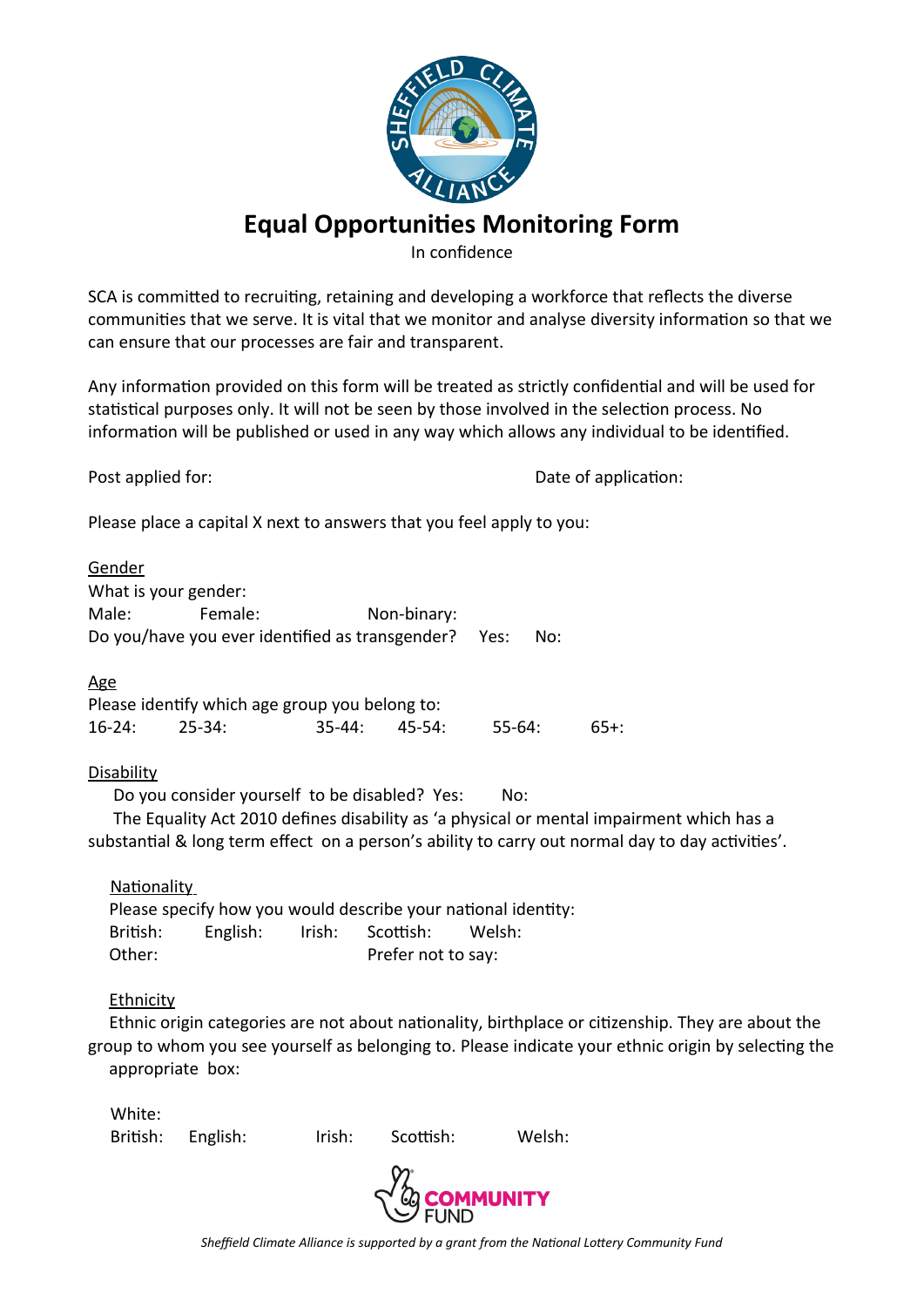# Equal Opportunities Monitoring Form

In confidence

SCA is committed to recruiting, retaining and developing a workforce that reflects the diverse communities that we serve. It is vital that we monitor and analyse diversity information so that we can ensure that our processes are fair and transparent.

Any information provided on this form will be treated as strictly confidential and will be used for statistical purposes only. It will not be seen by those involved in the selection process. No information will be published or used in any way which allows any individual to be identified.

Post applied for: Date of application:

Please place a capital X next to answers that you feel apply to you:

Gender

What is your gender:

Male: Female: Non-binary:

Do you/have you ever identified as transgender? Yes: No:

Age

Please identify which age group you belong to:

16-24: 25-34: 35-44: 45-54: 55-64: 65+:

Disability

Do you consider yourself to be disabled? Yes: No:

The Equality Act 2010 defines disability as 'a physical or mental impairment which has a substantial & long term effect on a person's ability to carry out normal day to day activities'.

Nationality

Please specify how you would describe your national identity:

British: English: Irish: Scottish: Welsh:

Other: Prefer not to say:

Ethnicity

Ethnic origin categories are not about nationality, birthplace or citizenship. They are about the group to whom you see yourself as belonging to. Please indicate your ethnic origin by selecting the appropriate box:

White:

British: English: Irish: Scottish: Welsh:

*Sheffield Climate Alliance is supported by a grant from the National Lottery Community Fund*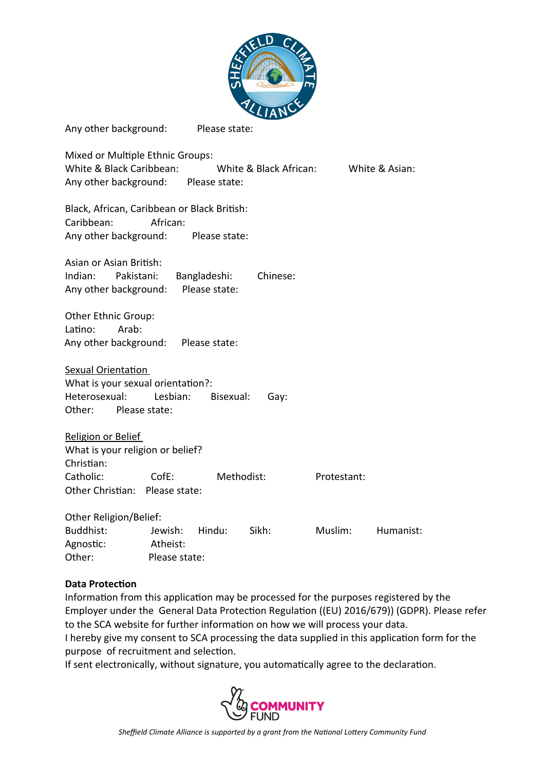Any other background: Please state:

Mixed or Multiple Ethnic Groups:
White & Black Caribbean: White & Black African: White & Asian:
Any other background: Please state:

Black, African, Caribbean or Black British:
Caribbean: African:
Any other background: Please state:

Asian or Asian British:
Indian: Pakistani: Bangladeshi: Chinese:
Any other background: Please state:

Other Ethnic Group:
Latino: Arab:
Any other background: Please state:

<u>Sexual Orientation</u>
What is your sexual orientation?:
Heterosexual: Lesbian: Bisexual: Gay:
Other: Please state:

<u>Religion or Belief</u>
What is your religion or belief?
Christian:
Catholic: CofE: Methodist: Protestant:
Other Christian: Please state:

Other Religion/Belief:
Buddhist: Jewish: Hindu: Sikh: Muslim: Humanist:
Agnostic: Atheist:
Other: Please state:

**Data Protection**

Information from this application may be processed for the purposes registered by the Employer under the General Data Protection Regulation ((EU) 2016/679)) (GDPR). Please refer to the SCA website for further information on how we will process your data.
I hereby give my consent to SCA processing the data supplied in this application form for the purpose of recruitment and selection.
If sent electronically, without signature, you automatically agree to the declaration.

*Sheffield Climate Alliance is supported by a grant from the National Lottery Community Fund*